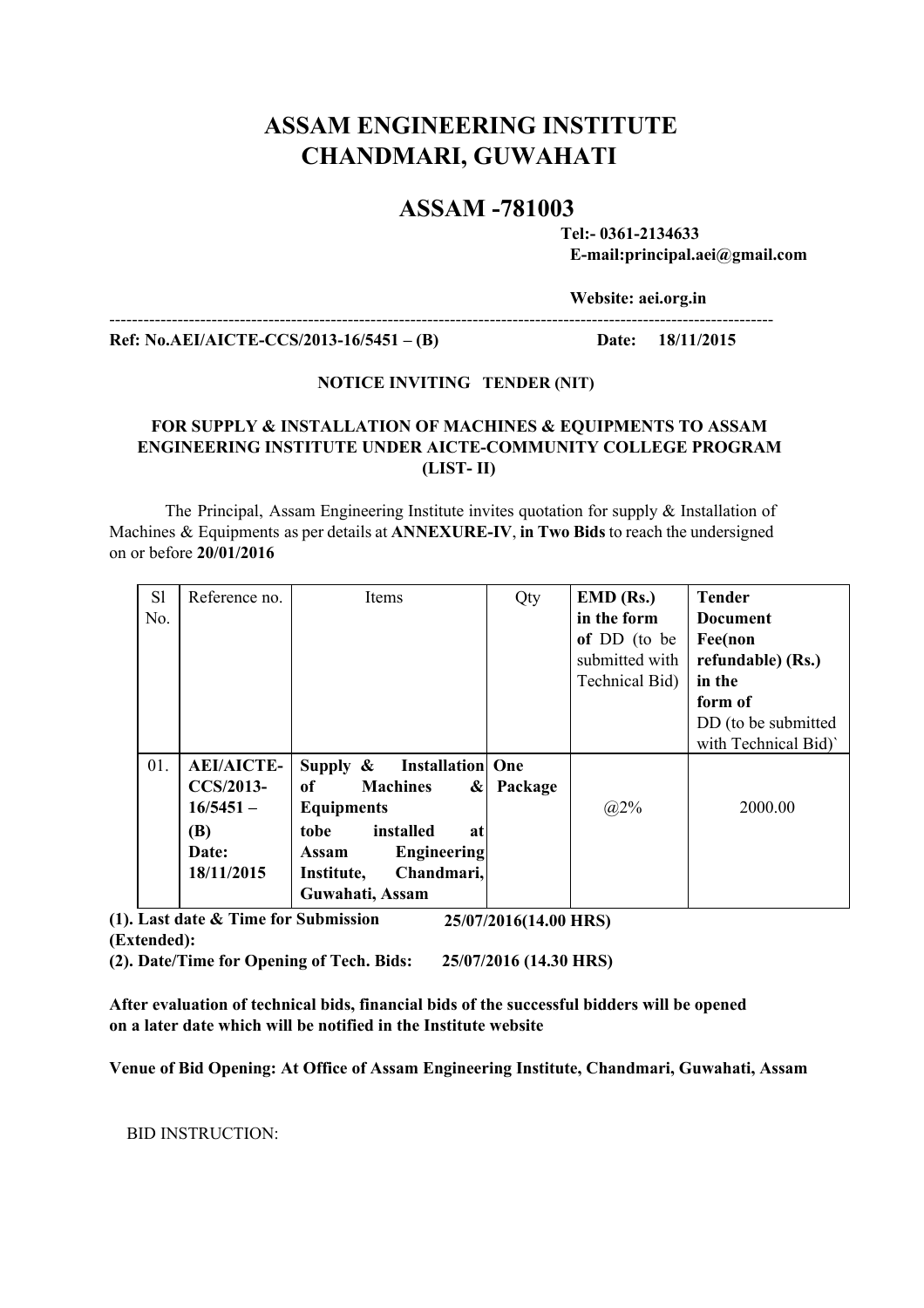# ASSAM ENGINEERING INSTITUTE
# CHANDMARI, GUWAHATI

## ASSAM -781003

**Tel:- 0361-2134633**
**E-mail:principal.aei@gmail.com**

**Website: aei.org.in**

---

**Ref: No.AEI/AICTE-CCS/2013-16/5451 – (B)** **Date: 18/11/2015**

**NOTICE INVITING TENDER (NIT)**

**FOR SUPPLY & INSTALLATION OF MACHINES & EQUIPMENTS TO ASSAM ENGINEERING INSTITUTE UNDER AICTE-COMMUNITY COLLEGE PROGRAM (LIST- II)**

The Principal, Assam Engineering Institute invites quotation for supply & Installation of Machines & Equipments as per details at **ANNEXURE-IV**, **in Two Bids** to reach the undersigned on or before **20/01/2016**

| Sl No. | Reference no. | Items | Qty | **EMD (Rs.) in the form of** DD (to be submitted with Technical Bid) | **Tender Document Fee(non refundable) (Rs.) in the form of** DD (to be submitted with Technical Bid)` |
|---|---|---|---|---|---|
| 01. | **AEI/AICTE-CCS/2013-16/5451 – (B) Date: 18/11/2015** | **Supply & Installation of Machines & Equipments tobe installed at Assam Engineering Institute, Chandmari, Guwahati, Assam** | **One Package** | @2% | 2000.00 |

**(1). Last date & Time for Submission (Extended):** **25/07/2016(14.00 HRS)**

**(2). Date/Time for Opening of Tech. Bids:** **25/07/2016 (14.30 HRS)**

**After evaluation of technical bids, financial bids of the successful bidders will be opened on a later date which will be notified in the Institute website**

**Venue of Bid Opening: At Office of Assam Engineering Institute, Chandmari, Guwahati, Assam**

BID INSTRUCTION: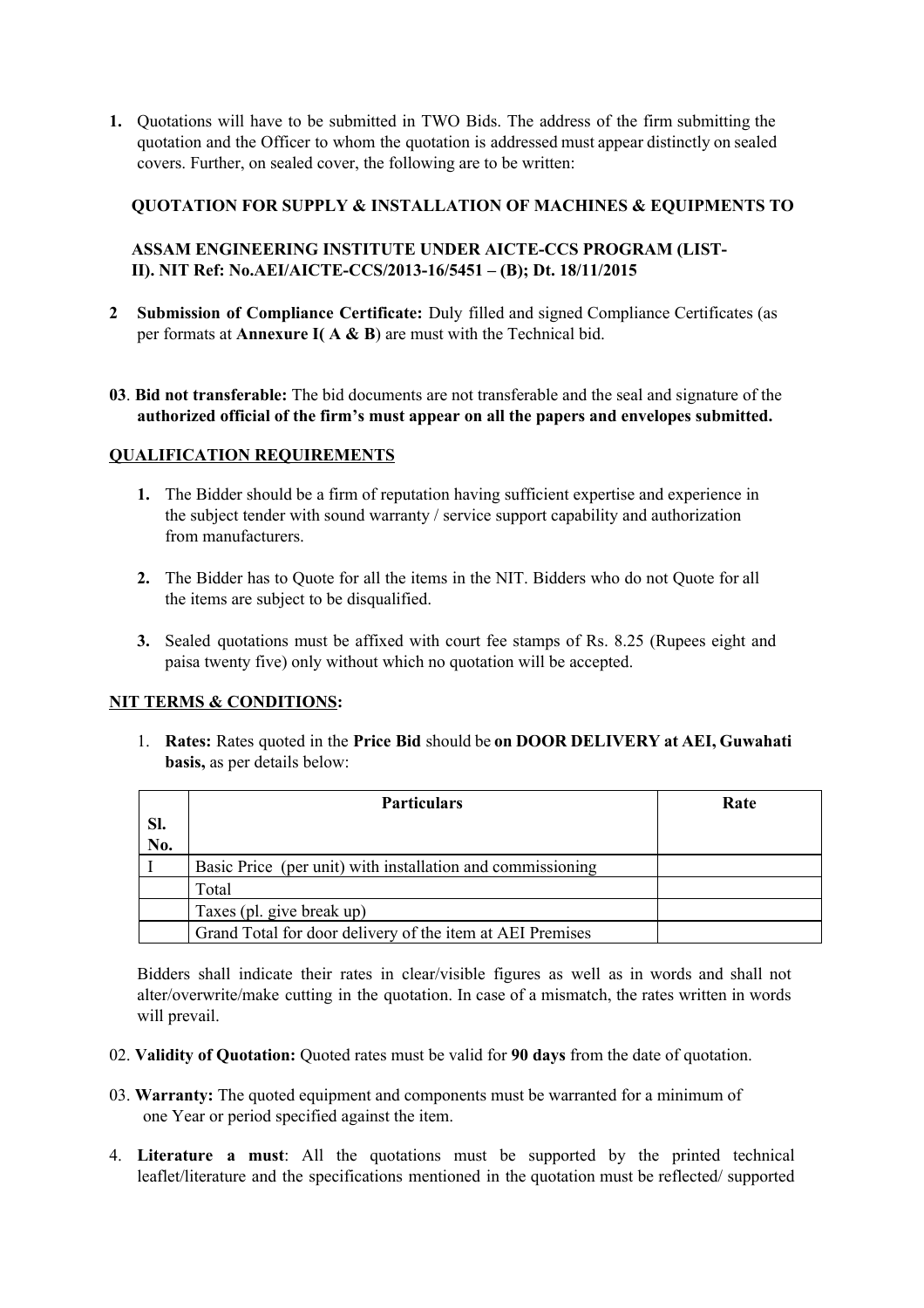1. Quotations will have to be submitted in TWO Bids. The address of the firm submitting the quotation and the Officer to whom the quotation is addressed must appear distinctly on sealed covers. Further, on sealed cover, the following are to be written:

   **QUOTATION FOR SUPPLY & INSTALLATION OF MACHINES & EQUIPMENTS TO**

   **ASSAM ENGINEERING INSTITUTE UNDER AICTE-CCS PROGRAM (LIST-II). NIT Ref: No.AEI/AICTE-CCS/2013-16/5451 – (B); Dt. 18/11/2015**

2. **Submission of Compliance Certificate:** Duly filled and signed Compliance Certificates (as per formats at **Annexure I( A & B**) are must with the Technical bid.

03. **Bid not transferable:** The bid documents are not transferable and the seal and signature of the **authorized official of the firm's must appear on all the papers and envelopes submitted.**

**QUALIFICATION REQUIREMENTS**

1. The Bidder should be a firm of reputation having sufficient expertise and experience in the subject tender with sound warranty / service support capability and authorization from manufacturers.

2. The Bidder has to Quote for all the items in the NIT. Bidders who do not Quote for all the items are subject to be disqualified.

3. Sealed quotations must be affixed with court fee stamps of Rs. 8.25 (Rupees eight and paisa twenty five) only without which no quotation will be accepted.

**NIT TERMS & CONDITIONS:**

1. **Rates:** Rates quoted in the **Price Bid** should be **on DOOR DELIVERY at AEI, Guwahati basis,** as per details below:

| Sl. No. | Particulars | Rate |
|---|---|---|
| I | Basic Price (per unit) with installation and commissioning | |
| | Total | |
| | Taxes (pl. give break up) | |
| | Grand Total for door delivery of the item at AEI Premises | |

Bidders shall indicate their rates in clear/visible figures as well as in words and shall not alter/overwrite/make cutting in the quotation. In case of a mismatch, the rates written in words will prevail.

02. **Validity of Quotation:** Quoted rates must be valid for **90 days** from the date of quotation.

03. **Warranty:** The quoted equipment and components must be warranted for a minimum of one Year or period specified against the item.

4. **Literature a must**: All the quotations must be supported by the printed technical leaflet/literature and the specifications mentioned in the quotation must be reflected/ supported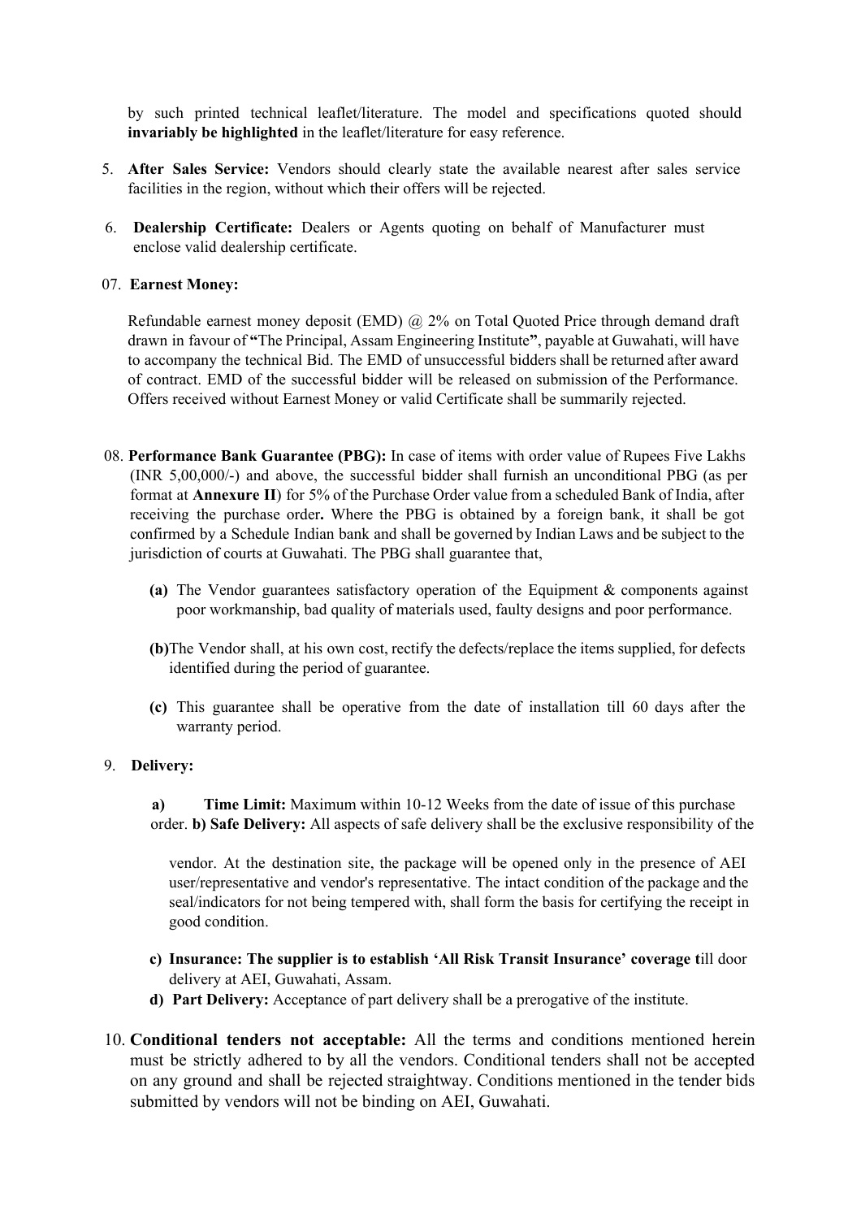by such printed technical leaflet/literature. The model and specifications quoted should **invariably be highlighted** in the leaflet/literature for easy reference.

5. **After Sales Service:** Vendors should clearly state the available nearest after sales service facilities in the region, without which their offers will be rejected.

6. **Dealership Certificate:** Dealers or Agents quoting on behalf of Manufacturer must enclose valid dealership certificate.

07. **Earnest Money:**

Refundable earnest money deposit (EMD) @ 2% on Total Quoted Price through demand draft drawn in favour of **"**The Principal, Assam Engineering Institute**"**, payable at Guwahati, will have to accompany the technical Bid. The EMD of unsuccessful bidders shall be returned after award of contract. EMD of the successful bidder will be released on submission of the Performance. Offers received without Earnest Money or valid Certificate shall be summarily rejected.

08. **Performance Bank Guarantee (PBG):** In case of items with order value of Rupees Five Lakhs (INR 5,00,000/-) and above, the successful bidder shall furnish an unconditional PBG (as per format at **Annexure II**) for 5% of the Purchase Order value from a scheduled Bank of India, after receiving the purchase order**.** Where the PBG is obtained by a foreign bank, it shall be got confirmed by a Schedule Indian bank and shall be governed by Indian Laws and be subject to the jurisdiction of courts at Guwahati. The PBG shall guarantee that,

   **(a)** The Vendor guarantees satisfactory operation of the Equipment & components against poor workmanship, bad quality of materials used, faulty designs and poor performance.

   **(b)**The Vendor shall, at his own cost, rectify the defects/replace the items supplied, for defects identified during the period of guarantee.

   **(c)** This guarantee shall be operative from the date of installation till 60 days after the warranty period.

9. **Delivery:**

   **a)** **Time Limit:** Maximum within 10-12 Weeks from the date of issue of this purchase order. **b) Safe Delivery:** All aspects of safe delivery shall be the exclusive responsibility of the vendor. At the destination site, the package will be opened only in the presence of AEI user/representative and vendor's representative. The intact condition of the package and the seal/indicators for not being tempered with, shall form the basis for certifying the receipt in good condition.

   **c) Insurance: The supplier is to establish 'All Risk Transit Insurance' coverage t**ill door delivery at AEI, Guwahati, Assam.

   **d) Part Delivery:** Acceptance of part delivery shall be a prerogative of the institute.

10. **Conditional tenders not acceptable:** All the terms and conditions mentioned herein must be strictly adhered to by all the vendors. Conditional tenders shall not be accepted on any ground and shall be rejected straightway. Conditions mentioned in the tender bids submitted by vendors will not be binding on AEI, Guwahati.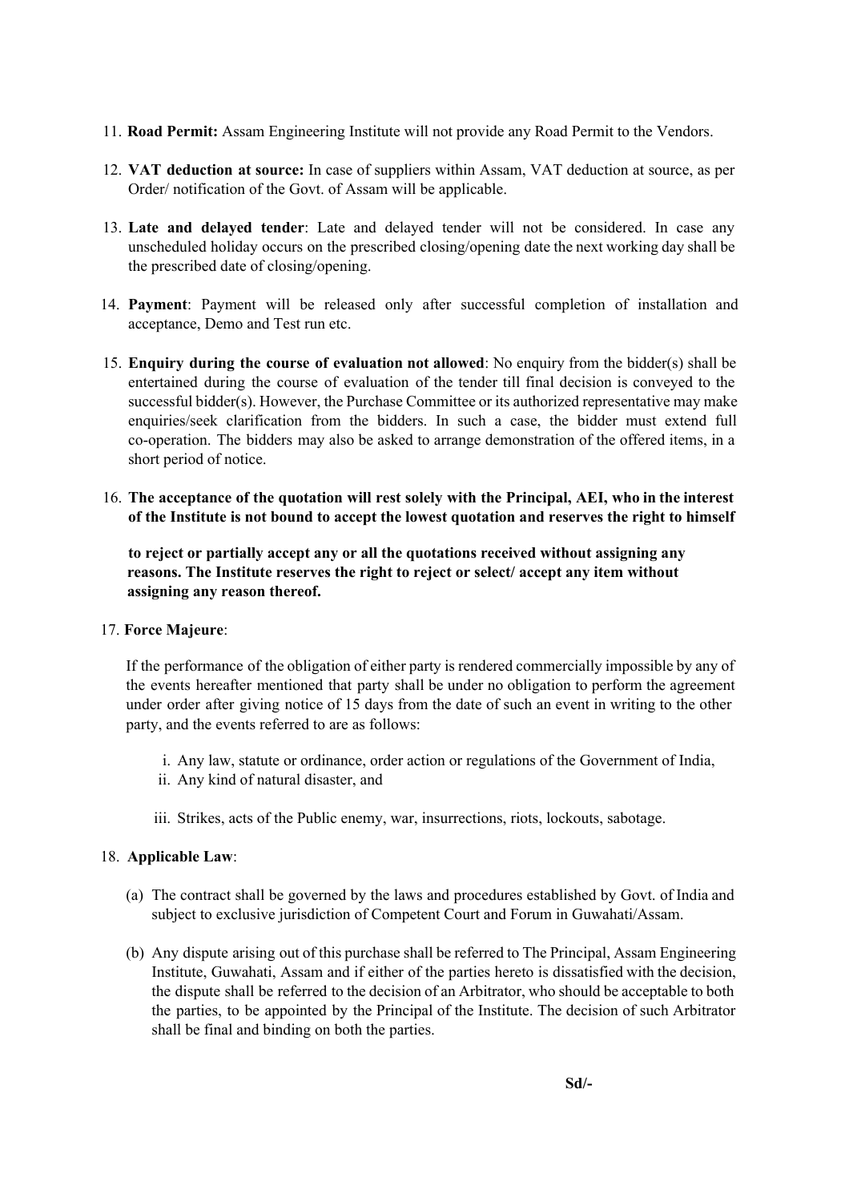11. **Road Permit:** Assam Engineering Institute will not provide any Road Permit to the Vendors.

12. **VAT deduction at source:** In case of suppliers within Assam, VAT deduction at source, as per Order/ notification of the Govt. of Assam will be applicable.

13. **Late and delayed tender**: Late and delayed tender will not be considered. In case any unscheduled holiday occurs on the prescribed closing/opening date the next working day shall be the prescribed date of closing/opening.

14. **Payment**: Payment will be released only after successful completion of installation and acceptance, Demo and Test run etc.

15. **Enquiry during the course of evaluation not allowed**: No enquiry from the bidder(s) shall be entertained during the course of evaluation of the tender till final decision is conveyed to the successful bidder(s). However, the Purchase Committee or its authorized representative may make enquiries/seek clarification from the bidders. In such a case, the bidder must extend full co-operation. The bidders may also be asked to arrange demonstration of the offered items, in a short period of notice.

16. **The acceptance of the quotation will rest solely with the Principal, AEI, who in the interest of the Institute is not bound to accept the lowest quotation and reserves the right to himself**

    **to reject or partially accept any or all the quotations received without assigning any reasons. The Institute reserves the right to reject or select/ accept any item without assigning any reason thereof.**

17. **Force Majeure**:

    If the performance of the obligation of either party is rendered commercially impossible by any of the events hereafter mentioned that party shall be under no obligation to perform the agreement under order after giving notice of 15 days from the date of such an event in writing to the other party, and the events referred to are as follows:

    i. Any law, statute or ordinance, order action or regulations of the Government of India,
    ii. Any kind of natural disaster, and
    iii. Strikes, acts of the Public enemy, war, insurrections, riots, lockouts, sabotage.

18. **Applicable Law**:

    (a) The contract shall be governed by the laws and procedures established by Govt. of India and subject to exclusive jurisdiction of Competent Court and Forum in Guwahati/Assam.

    (b) Any dispute arising out of this purchase shall be referred to The Principal, Assam Engineering Institute, Guwahati, Assam and if either of the parties hereto is dissatisfied with the decision, the dispute shall be referred to the decision of an Arbitrator, who should be acceptable to both the parties, to be appointed by the Principal of the Institute. The decision of such Arbitrator shall be final and binding on both the parties.

**Sd/-**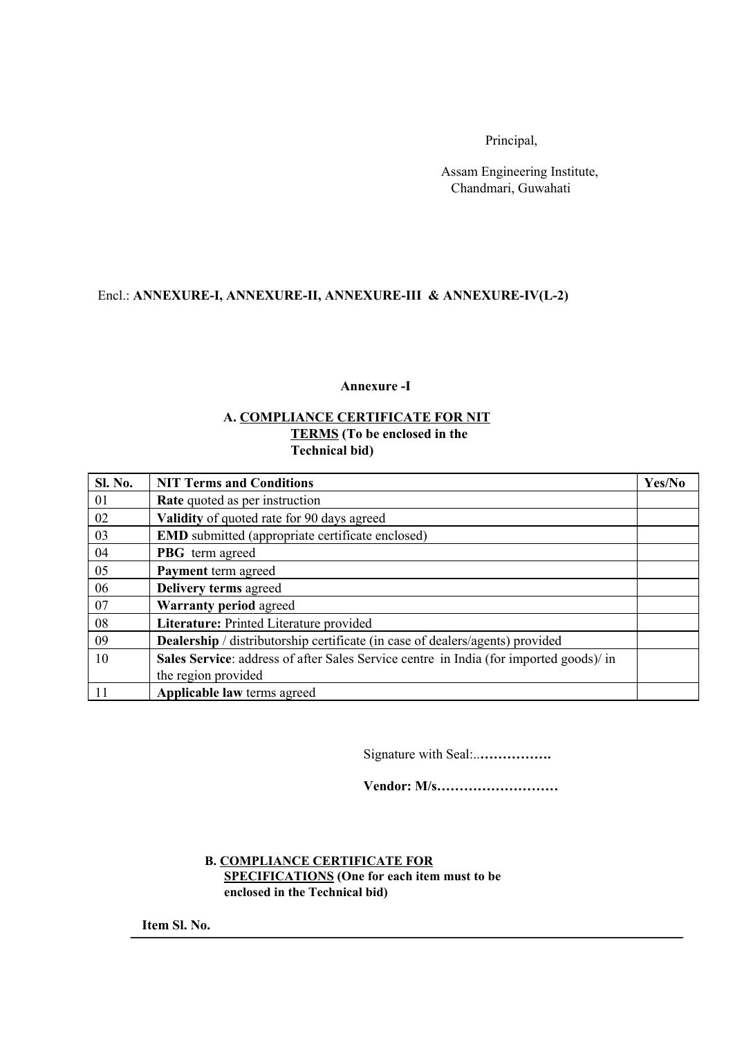Principal,

Assam Engineering Institute,
Chandmari, Guwahati

Encl.: **ANNEXURE-I, ANNEXURE-II, ANNEXURE-III & ANNEXURE-IV(L-2)**

**Annexure -I**

**A. COMPLIANCE CERTIFICATE FOR NIT TERMS (To be enclosed in the Technical bid)**

| Sl. No. | NIT Terms and Conditions | Yes/No |
|---|---|---|
| 01 | **Rate** quoted as per instruction | |
| 02 | **Validity** of quoted rate for 90 days agreed | |
| 03 | **EMD** submitted (appropriate certificate enclosed) | |
| 04 | **PBG** term agreed | |
| 05 | **Payment** term agreed | |
| 06 | **Delivery terms** agreed | |
| 07 | **Warranty period** agreed | |
| 08 | **Literature:** Printed Literature provided | |
| 09 | **Dealership** / distributorship certificate (in case of dealers/agents) provided | |
| 10 | **Sales Service**: address of after Sales Service centre in India (for imported goods)/ in the region provided | |
| 11 | **Applicable law** terms agreed | |

Signature with Seal:..**…………….**

**Vendor: M/s………………………**

**B. COMPLIANCE CERTIFICATE FOR SPECIFICATIONS (One for each item must to be enclosed in the Technical bid)**

**Item Sl. No.**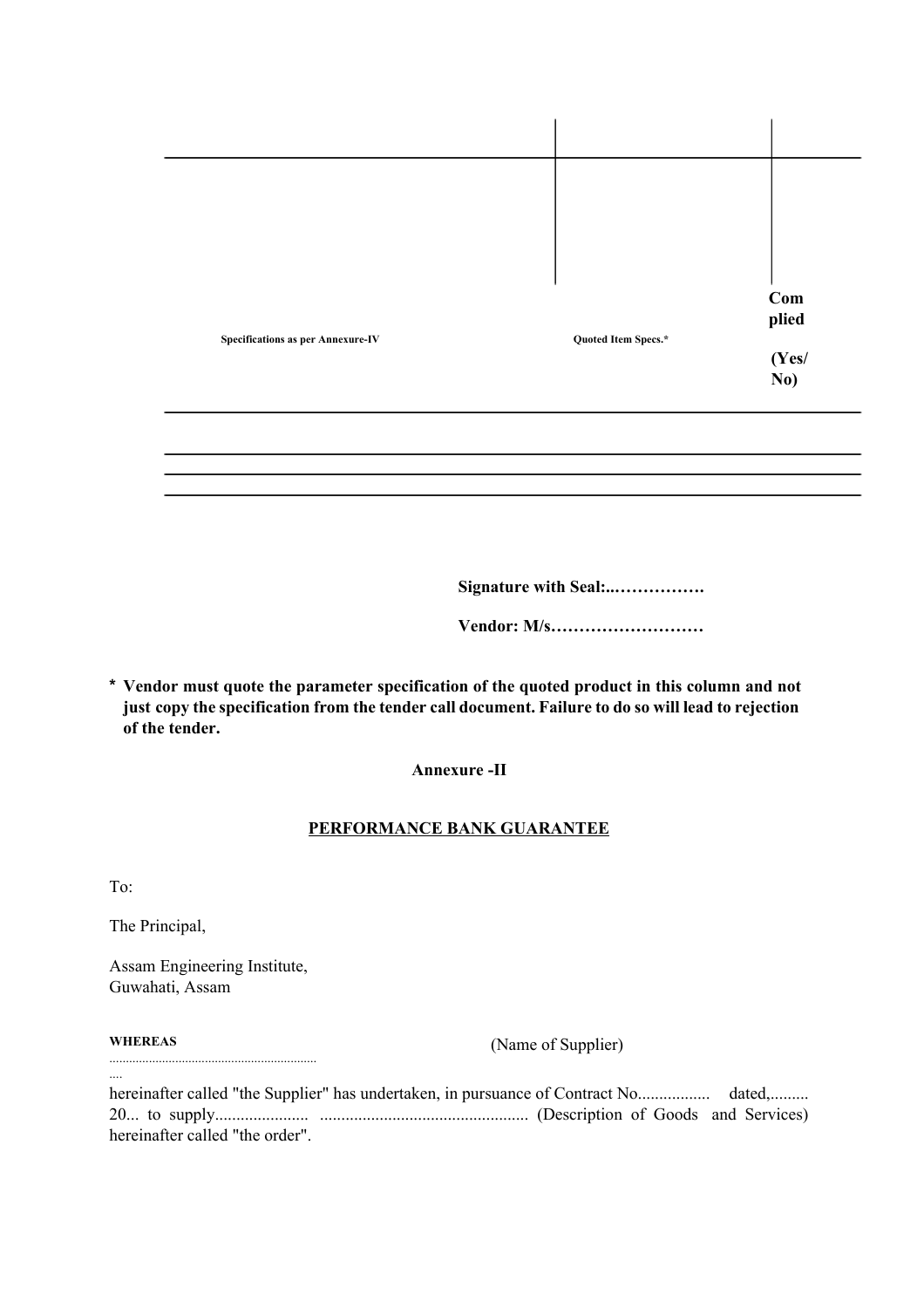| Specifications as per Annexure-IV | Quoted Item Specs.* | Complied (Yes/ No) |
|---|---|---|
| | | |
| | | |
| | | |

**Signature with Seal:..…………….**

**Vendor: M/s………………………**

**\* Vendor must quote the parameter specification of the quoted product in this column and not just copy the specification from the tender call document. Failure to do so will lead to rejection of the tender.**

**Annexure -II**

**PERFORMANCE BANK GUARANTEE**

To:

The Principal,

Assam Engineering Institute,
Guwahati, Assam

**WHEREAS** ................................................................ (Name of Supplier)

hereinafter called "the Supplier" has undertaken, in pursuance of Contract No................. dated,......... 20... to supply...................... ................................................. (Description of Goods and Services) hereinafter called "the order".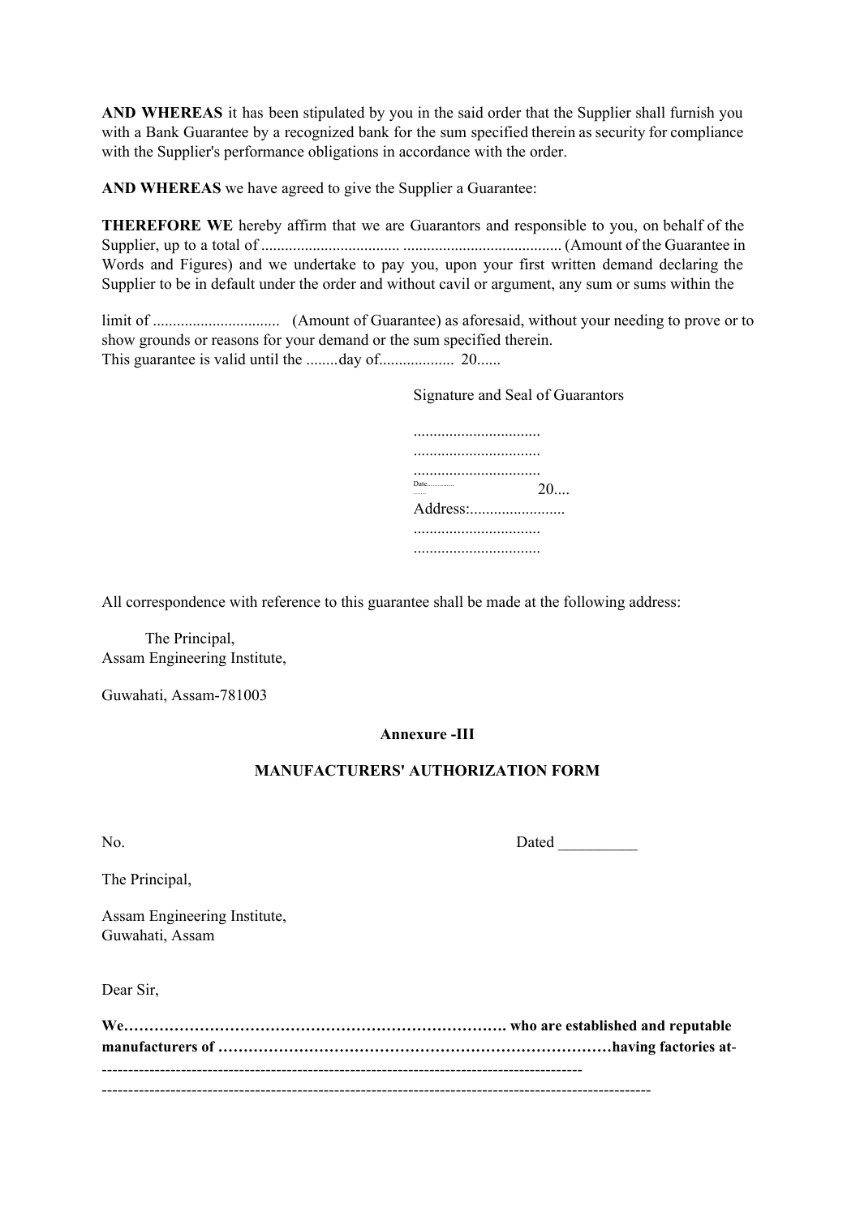**AND WHEREAS** it has been stipulated by you in the said order that the Supplier shall furnish you with a Bank Guarantee by a recognized bank for the sum specified therein as security for compliance with the Supplier's performance obligations in accordance with the order.

**AND WHEREAS** we have agreed to give the Supplier a Guarantee:

**THEREFORE WE** hereby affirm that we are Guarantors and responsible to you, on behalf of the Supplier, up to a total of .................................... ........................................ (Amount of the Guarantee in Words and Figures) and we undertake to pay you, upon your first written demand declaring the Supplier to be in default under the order and without cavil or argument, any sum or sums within the

limit of ................................ (Amount of Guarantee) as aforesaid, without your needing to prove or to show grounds or reasons for your demand or the sum specified therein.
This guarantee is valid until the ........day of.................. 20......

Signature and Seal of Guarantors

................................
................................
................................
Date........................ 20....
Address:........................
................................
................................

All correspondence with reference to this guarantee shall be made at the following address:

The Principal,
Assam Engineering Institute,

Guwahati, Assam-781003

**Annexure -III**

**MANUFACTURERS' AUTHORIZATION FORM**

No. Dated __________

The Principal,

Assam Engineering Institute,
Guwahati, Assam

Dear Sir,

**We……………………………………………………………………. who are established and reputable manufacturers of ………………………………………………………………………having factories at-**
-----------------------------------------------------------------------------------------------
------------------------------------------------------------------------------------------------------------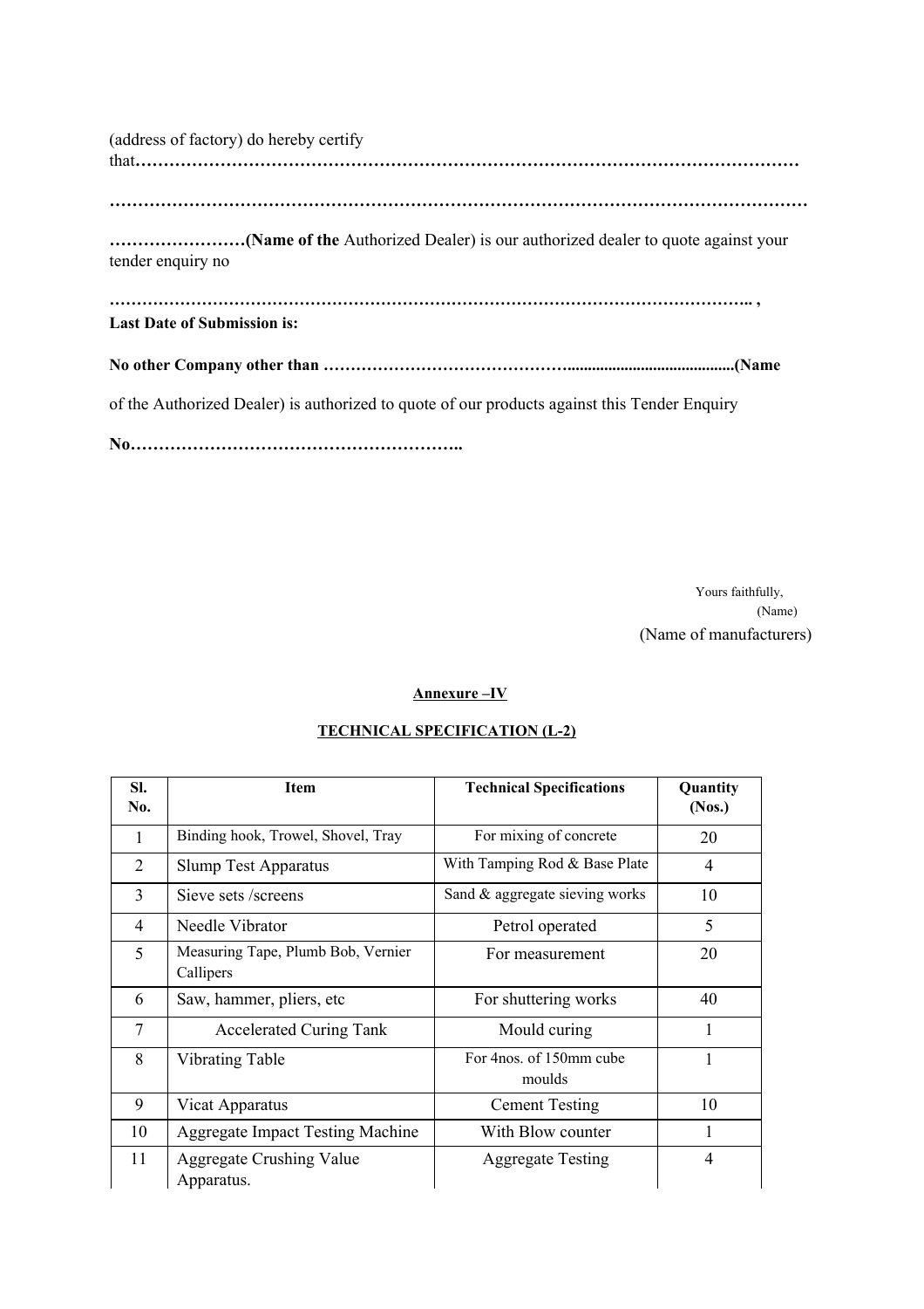(address of factory) do hereby certify that**…………………………………………………………………………………………………………**

**……………………………………………………………………………………………………………**

**……………………(Name of the** Authorized Dealer) is our authorized dealer to quote against your tender enquiry no

**………………………………………………………………………………………………….. ,**

**Last Date of Submission is:**

**No other Company other than ……………………………………..........................................(Name**

of the Authorized Dealer) is authorized to quote of our products against this Tender Enquiry

**No…………………………………………………..**

Yours faithfully,
(Name)
(Name of manufacturers)

**Annexure –IV**

**TECHNICAL SPECIFICATION (L-2)**

| Sl. No. | Item | Technical Specifications | Quantity (Nos.) |
|---|---|---|---|
| 1 | Binding hook, Trowel, Shovel, Tray | For mixing of concrete | 20 |
| 2 | Slump Test Apparatus | With Tamping Rod & Base Plate | 4 |
| 3 | Sieve sets /screens | Sand & aggregate sieving works | 10 |
| 4 | Needle Vibrator | Petrol operated | 5 |
| 5 | Measuring Tape, Plumb Bob, Vernier Callipers | For measurement | 20 |
| 6 | Saw, hammer, pliers, etc | For shuttering works | 40 |
| 7 | Accelerated Curing Tank | Mould curing | 1 |
| 8 | Vibrating Table | For 4nos. of 150mm cube moulds | 1 |
| 9 | Vicat Apparatus | Cement Testing | 10 |
| 10 | Aggregate Impact Testing Machine | With Blow counter | 1 |
| 11 | Aggregate Crushing Value Apparatus. | Aggregate Testing | 4 |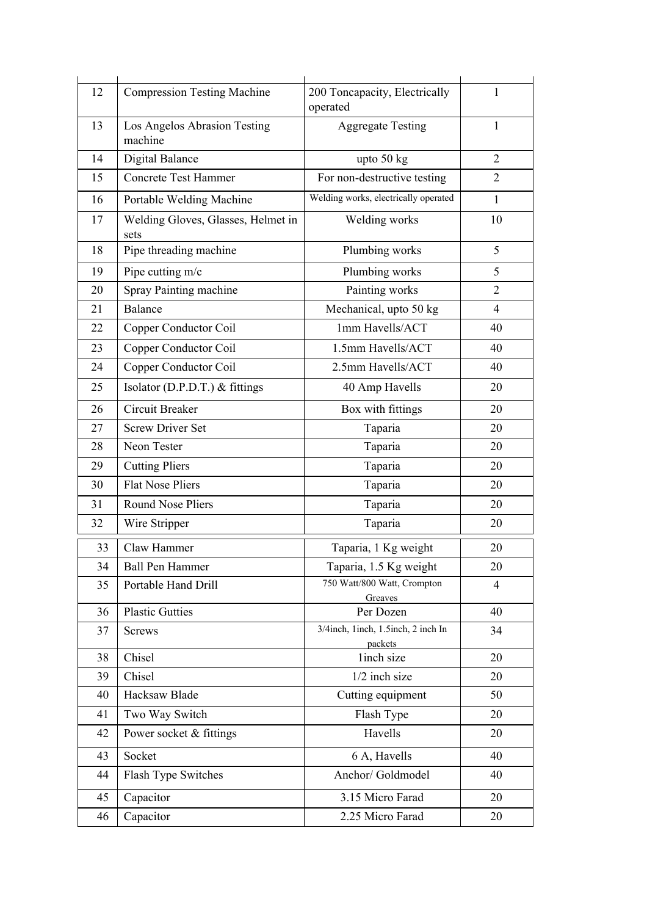| | | | |
|---|---|---|---|
| 12 | Compression Testing Machine | 200 Toncapacity, Electrically operated | 1 |
| 13 | Los Angelos Abrasion Testing machine | Aggregate Testing | 1 |
| 14 | Digital Balance | upto 50 kg | 2 |
| 15 | Concrete Test Hammer | For non-destructive testing | 2 |
| 16 | Portable Welding Machine | Welding works, electrically operated | 1 |
| 17 | Welding Gloves, Glasses, Helmet in sets | Welding works | 10 |
| 18 | Pipe threading machine | Plumbing works | 5 |
| 19 | Pipe cutting m/c | Plumbing works | 5 |
| 20 | Spray Painting machine | Painting works | 2 |
| 21 | Balance | Mechanical, upto 50 kg | 4 |
| 22 | Copper Conductor Coil | 1mm Havells/ACT | 40 |
| 23 | Copper Conductor Coil | 1.5mm Havells/ACT | 40 |
| 24 | Copper Conductor Coil | 2.5mm Havells/ACT | 40 |
| 25 | Isolator (D.P.D.T.) & fittings | 40 Amp Havells | 20 |
| 26 | Circuit Breaker | Box with fittings | 20 |
| 27 | Screw Driver Set | Taparia | 20 |
| 28 | Neon Tester | Taparia | 20 |
| 29 | Cutting Pliers | Taparia | 20 |
| 30 | Flat Nose Pliers | Taparia | 20 |
| 31 | Round Nose Pliers | Taparia | 20 |
| 32 | Wire Stripper | Taparia | 20 |
| 33 | Claw Hammer | Taparia, 1 Kg weight | 20 |
| 34 | Ball Pen Hammer | Taparia, 1.5 Kg weight | 20 |
| 35 | Portable Hand Drill | 750 Watt/800 Watt, Crompton Greaves | 4 |
| 36 | Plastic Gutties | Per Dozen | 40 |
| 37 | Screws | 3/4inch, 1inch, 1.5inch, 2 inch In packets | 34 |
| 38 | Chisel | 1inch size | 20 |
| 39 | Chisel | 1/2 inch size | 20 |
| 40 | Hacksaw Blade | Cutting equipment | 50 |
| 41 | Two Way Switch | Flash Type | 20 |
| 42 | Power socket & fittings | Havells | 20 |
| 43 | Socket | 6 A, Havells | 40 |
| 44 | Flash Type Switches | Anchor/ Goldmodel | 40 |
| 45 | Capacitor | 3.15 Micro Farad | 20 |
| 46 | Capacitor | 2.25 Micro Farad | 20 |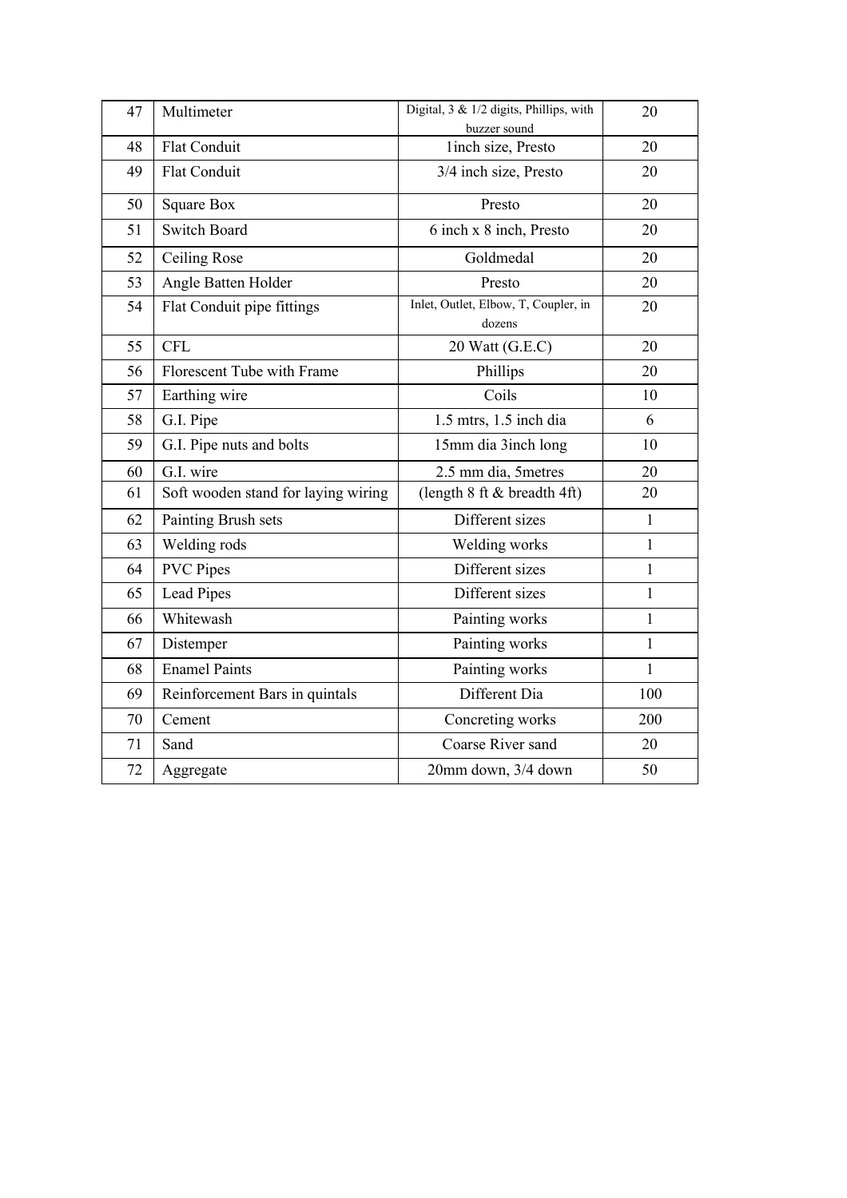| | | | |
|---|---|---|---|
| 47 | Multimeter | Digital, 3 & 1/2 digits, Phillips, with buzzer sound | 20 |
| 48 | Flat Conduit | 1inch size, Presto | 20 |
| 49 | Flat Conduit | 3/4 inch size, Presto | 20 |
| 50 | Square Box | Presto | 20 |
| 51 | Switch Board | 6 inch x 8 inch, Presto | 20 |
| 52 | Ceiling Rose | Goldmedal | 20 |
| 53 | Angle Batten Holder | Presto | 20 |
| 54 | Flat Conduit pipe fittings | Inlet, Outlet, Elbow, T, Coupler, in dozens | 20 |
| 55 | CFL | 20 Watt (G.E.C) | 20 |
| 56 | Florescent Tube with Frame | Phillips | 20 |
| 57 | Earthing wire | Coils | 10 |
| 58 | G.I. Pipe | 1.5 mtrs, 1.5 inch dia | 6 |
| 59 | G.I. Pipe nuts and bolts | 15mm dia 3inch long | 10 |
| 60 | G.I. wire | 2.5 mm dia, 5metres | 20 |
| 61 | Soft wooden stand for laying wiring | (length 8 ft & breadth 4ft) | 20 |
| 62 | Painting Brush sets | Different sizes | 1 |
| 63 | Welding rods | Welding works | 1 |
| 64 | PVC Pipes | Different sizes | 1 |
| 65 | Lead Pipes | Different sizes | 1 |
| 66 | Whitewash | Painting works | 1 |
| 67 | Distemper | Painting works | 1 |
| 68 | Enamel Paints | Painting works | 1 |
| 69 | Reinforcement Bars in quintals | Different Dia | 100 |
| 70 | Cement | Concreting works | 200 |
| 71 | Sand | Coarse River sand | 20 |
| 72 | Aggregate | 20mm down, 3/4 down | 50 |